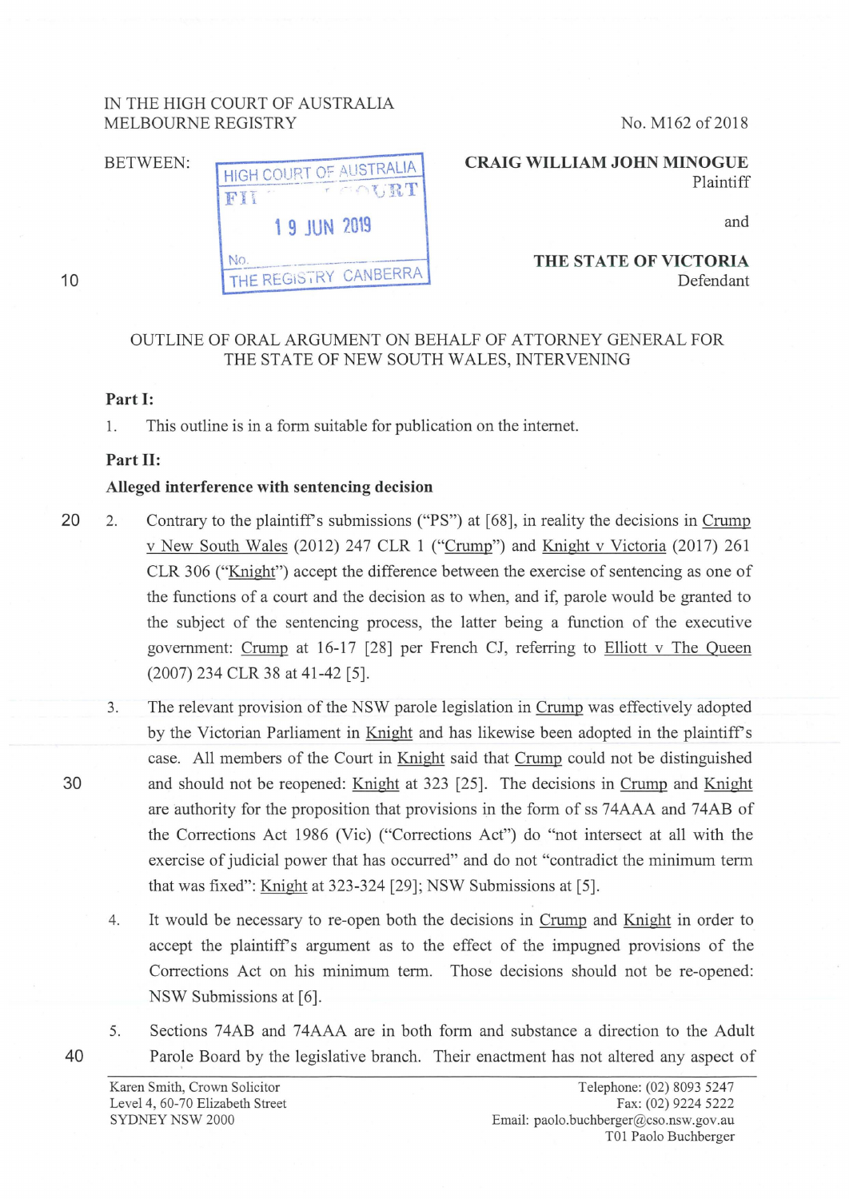IN THE HIGH COURT OF AUSTRALIA
MELBOURNE REGISTRY

No. M162 of 2018

BETWEEN:

HIGH COURT OF AUSTRALIA
FILED IN COURT
19 JUN 2019
No.
THE REGISTRY CANBERRA

**CRAIG WILLIAM JOHN MINOGUE**
Plaintiff

and

**THE STATE OF VICTORIA**
Defendant

OUTLINE OF ORAL ARGUMENT ON BEHALF OF ATTORNEY GENERAL FOR THE STATE OF NEW SOUTH WALES, INTERVENING

**Part I:**

1. This outline is in a form suitable for publication on the internet.

**Part II:**

**Alleged interference with sentencing decision**

2. Contrary to the plaintiff's submissions ("PS") at [68], in reality the decisions in Crump v New South Wales (2012) 247 CLR 1 ("Crump") and Knight v Victoria (2017) 261 CLR 306 ("Knight") accept the difference between the exercise of sentencing as one of the functions of a court and the decision as to when, and if, parole would be granted to the subject of the sentencing process, the latter being a function of the executive government: Crump at 16-17 [28] per French CJ, referring to Elliott v The Queen (2007) 234 CLR 38 at 41-42 [5].

3. The relevant provision of the NSW parole legislation in Crump was effectively adopted by the Victorian Parliament in Knight and has likewise been adopted in the plaintiff's case. All members of the Court in Knight said that Crump could not be distinguished and should not be reopened: Knight at 323 [25]. The decisions in Crump and Knight are authority for the proposition that provisions in the form of ss 74AAA and 74AB of the Corrections Act 1986 (Vic) ("Corrections Act") do "not intersect at all with the exercise of judicial power that has occurred" and do not "contradict the minimum term that was fixed": Knight at 323-324 [29]; NSW Submissions at [5].

4. It would be necessary to re-open both the decisions in Crump and Knight in order to accept the plaintiff's argument as to the effect of the impugned provisions of the Corrections Act on his minimum term. Those decisions should not be re-opened: NSW Submissions at [6].

5. Sections 74AB and 74AAA are in both form and substance a direction to the Adult Parole Board by the legislative branch. Their enactment has not altered any aspect of

Karen Smith, Crown Solicitor
Level 4, 60-70 Elizabeth Street
SYDNEY NSW 2000

Telephone: (02) 8093 5247
Fax: (02) 9224 5222
Email: paolo.buchberger@cso.nsw.gov.au
T01 Paolo Buchberger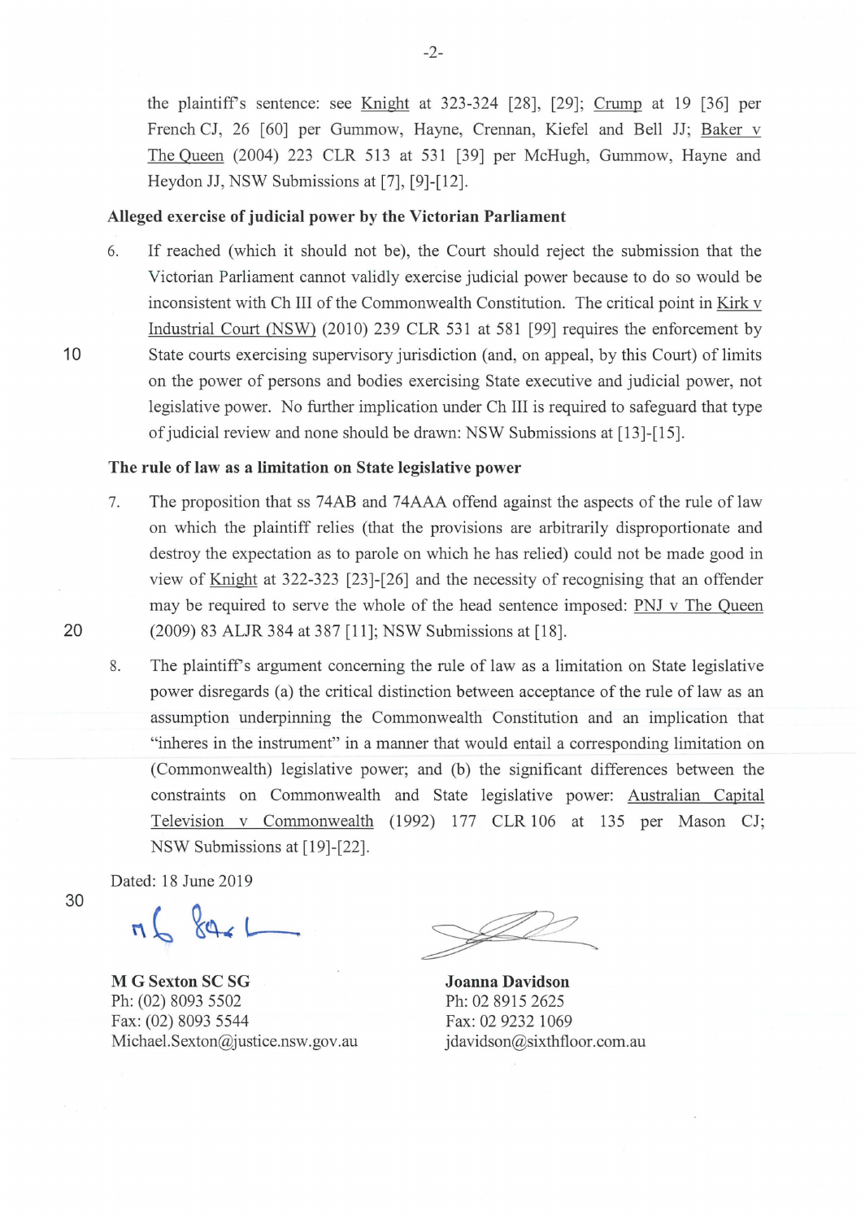the plaintiff's sentence: see Knight at 323-324 [28], [29]; Crump at 19 [36] per French CJ, 26 [60] per Gummow, Hayne, Crennan, Kiefel and Bell JJ; Baker v The Queen (2004) 223 CLR 513 at 531 [39] per McHugh, Gummow, Hayne and Heydon JJ, NSW Submissions at [7], [9]-[12].

**Alleged exercise of judicial power by the Victorian Parliament**

6. If reached (which it should not be), the Court should reject the submission that the Victorian Parliament cannot validly exercise judicial power because to do so would be inconsistent with Ch III of the Commonwealth Constitution. The critical point in Kirk v Industrial Court (NSW) (2010) 239 CLR 531 at 581 [99] requires the enforcement by State courts exercising supervisory jurisdiction (and, on appeal, by this Court) of limits on the power of persons and bodies exercising State executive and judicial power, not legislative power. No further implication under Ch III is required to safeguard that type of judicial review and none should be drawn: NSW Submissions at [13]-[15].

**The rule of law as a limitation on State legislative power**

7. The proposition that ss 74AB and 74AAA offend against the aspects of the rule of law on which the plaintiff relies (that the provisions are arbitrarily disproportionate and destroy the expectation as to parole on which he has relied) could not be made good in view of Knight at 322-323 [23]-[26] and the necessity of recognising that an offender may be required to serve the whole of the head sentence imposed: PNJ v The Queen (2009) 83 ALJR 384 at 387 [11]; NSW Submissions at [18].

8. The plaintiff's argument concerning the rule of law as a limitation on State legislative power disregards (a) the critical distinction between acceptance of the rule of law as an assumption underpinning the Commonwealth Constitution and an implication that "inheres in the instrument" in a manner that would entail a corresponding limitation on (Commonwealth) legislative power; and (b) the significant differences between the constraints on Commonwealth and State legislative power: Australian Capital Television v Commonwealth (1992) 177 CLR 106 at 135 per Mason CJ; NSW Submissions at [19]-[22].

Dated: 18 June 2019

**M G Sexton SC SG**
Ph: (02) 8093 5502
Fax: (02) 8093 5544
Michael.Sexton@justice.nsw.gov.au

**Joanna Davidson**
Ph: 02 8915 2625
Fax: 02 9232 1069
jdavidson@sixthfloor.com.au